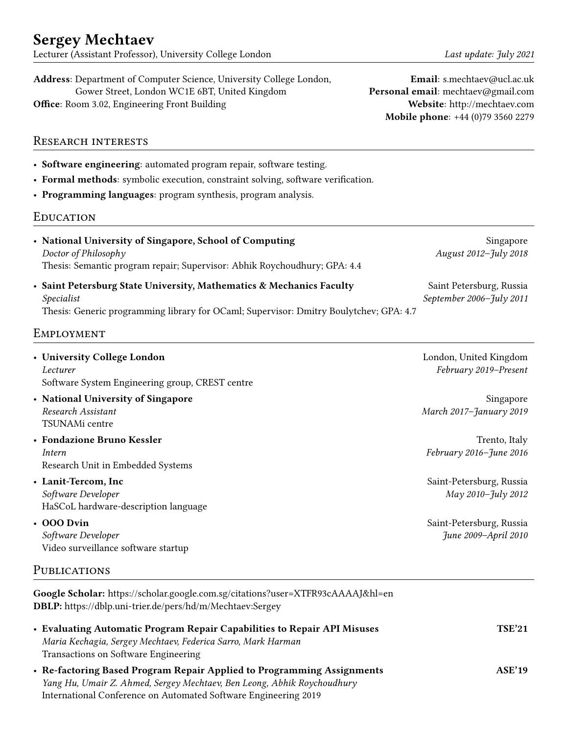# Sergey Mechtaev

Lecturer (Assistant Professor), University College London — *Last update: July 2021*

**Address**: Department of Computer Science, University College London, Gower Street, London WC1E 6BT, United Kingdom
**Office**: Room 3.02, Engineering Front Building

**Email**: s.mechtaev@ucl.ac.uk
**Personal email**: mechtaev@gmail.com
**Website**: http://mechtaev.com
**Mobile phone**: +44 (0)79 3560 2279

## Research interests

- **Software engineering**: automated program repair, software testing.
- **Formal methods**: symbolic execution, constraint solving, software verification.
- **Programming languages**: program synthesis, program analysis.

## Education

- **National University of Singapore, School of Computing** — Singapore
  *Doctor of Philosophy* — *August 2012–July 2018*
  Thesis: Semantic program repair; Supervisor: Abhik Roychoudhury; GPA: 4.4
- **Saint Petersburg State University, Mathematics & Mechanics Faculty** — Saint Petersburg, Russia
  *Specialist* — *September 2006–July 2011*
  Thesis: Generic programming library for OCaml; Supervisor: Dmitry Boulytchev; GPA: 4.7

## Employment

- **University College London** — London, United Kingdom
  *Lecturer* — *February 2019–Present*
  Software System Engineering group, CREST centre
- **National University of Singapore** — Singapore
  *Research Assistant* — *March 2017–January 2019*
  TSUNAMi centre
- **Fondazione Bruno Kessler** — Trento, Italy
  *Intern* — *February 2016–June 2016*
  Research Unit in Embedded Systems
- **Lanit-Tercom, Inc** — Saint-Petersburg, Russia
  *Software Developer* — *May 2010–July 2012*
  HaSCoL hardware-description language
- **OOO Dvin** — Saint-Petersburg, Russia
  *Software Developer* — *June 2009–April 2010*
  Video surveillance software startup

## Publications

**Google Scholar:** https://scholar.google.com.sg/citations?user=XTFR93cAAAAJ&hl=en
**DBLP:** https://dblp.uni-trier.de/pers/hd/m/Mechtaev:Sergey

- **Evaluating Automatic Program Repair Capabilities to Repair API Misuses** — **TSE'21**
  *Maria Kechagia, Sergey Mechtaev, Federica Sarro, Mark Harman*
  Transactions on Software Engineering
- **Re-factoring Based Program Repair Applied to Programming Assignments** — **ASE'19**
  *Yang Hu, Umair Z. Ahmed, Sergey Mechtaev, Ben Leong, Abhik Roychoudhury*
  International Conference on Automated Software Engineering 2019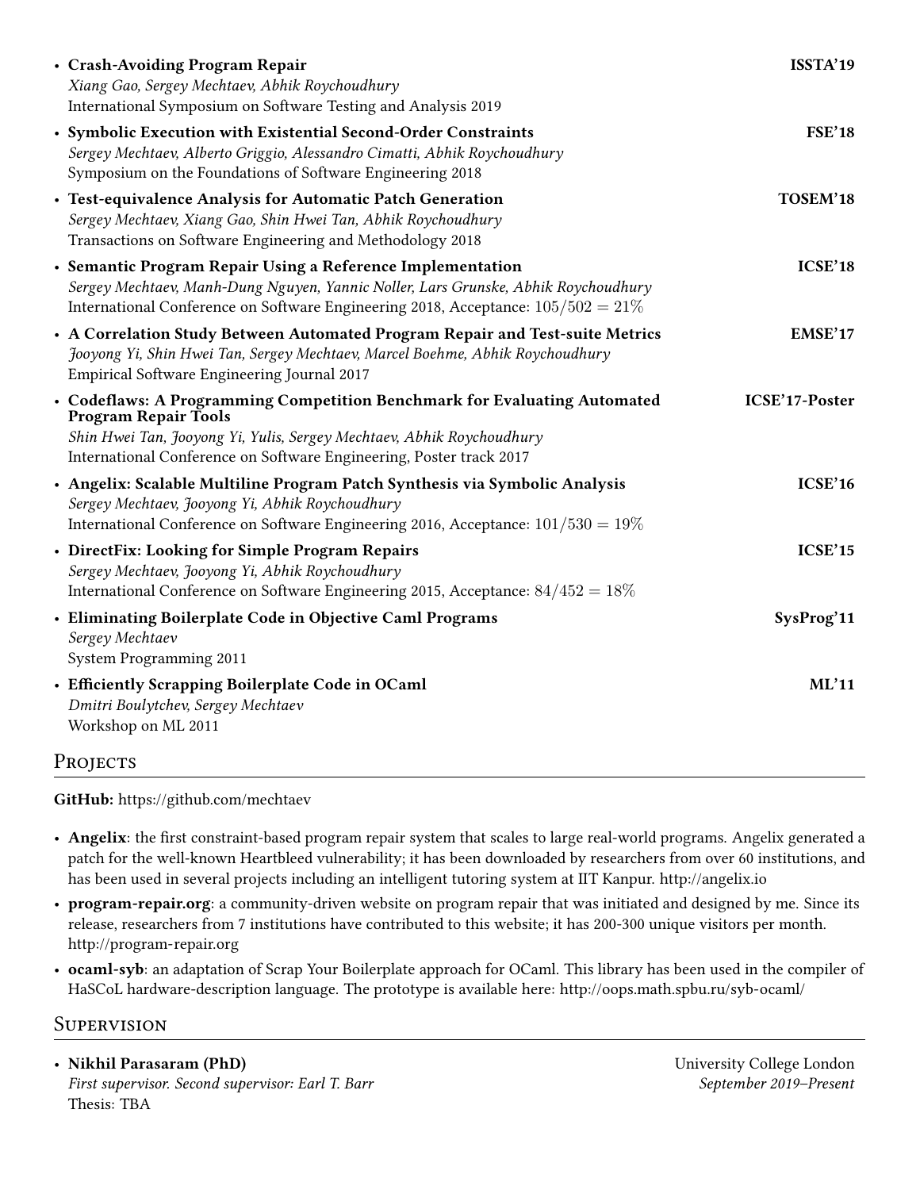- **Crash-Avoiding Program Repair** — **ISSTA'19**
  *Xiang Gao, Sergey Mechtaev, Abhik Roychoudhury*
  International Symposium on Software Testing and Analysis 2019
- **Symbolic Execution with Existential Second-Order Constraints** — **FSE'18**
  *Sergey Mechtaev, Alberto Griggio, Alessandro Cimatti, Abhik Roychoudhury*
  Symposium on the Foundations of Software Engineering 2018
- **Test-equivalence Analysis for Automatic Patch Generation** — **TOSEM'18**
  *Sergey Mechtaev, Xiang Gao, Shin Hwei Tan, Abhik Roychoudhury*
  Transactions on Software Engineering and Methodology 2018
- **Semantic Program Repair Using a Reference Implementation** — **ICSE'18**
  *Sergey Mechtaev, Manh-Dung Nguyen, Yannic Noller, Lars Grunske, Abhik Roychoudhury*
  International Conference on Software Engineering 2018, Acceptance: $105/502 = 21\%$
- **A Correlation Study Between Automated Program Repair and Test-suite Metrics** — **EMSE'17**
  *Jooyong Yi, Shin Hwei Tan, Sergey Mechtaev, Marcel Boehme, Abhik Roychoudhury*
  Empirical Software Engineering Journal 2017
- **Codeflaws: A Programming Competition Benchmark for Evaluating Automated Program Repair Tools** — **ICSE'17-Poster**
  *Shin Hwei Tan, Jooyong Yi, Yulis, Sergey Mechtaev, Abhik Roychoudhury*
  International Conference on Software Engineering, Poster track 2017
- **Angelix: Scalable Multiline Program Patch Synthesis via Symbolic Analysis** — **ICSE'16**
  *Sergey Mechtaev, Jooyong Yi, Abhik Roychoudhury*
  International Conference on Software Engineering 2016, Acceptance: $101/530 = 19\%$
- **DirectFix: Looking for Simple Program Repairs** — **ICSE'15**
  *Sergey Mechtaev, Jooyong Yi, Abhik Roychoudhury*
  International Conference on Software Engineering 2015, Acceptance: $84/452 = 18\%$
- **Eliminating Boilerplate Code in Objective Caml Programs** — **SysProg'11**
  *Sergey Mechtaev*
  System Programming 2011
- **Efficiently Scrapping Boilerplate Code in OCaml** — **ML'11**
  *Dmitri Boulytchev, Sergey Mechtaev*
  Workshop on ML 2011

## Projects

**GitHub:** https://github.com/mechtaev

- **Angelix**: the first constraint-based program repair system that scales to large real-world programs. Angelix generated a patch for the well-known Heartbleed vulnerability; it has been downloaded by researchers from over 60 institutions, and has been used in several projects including an intelligent tutoring system at IIT Kanpur. http://angelix.io
- **program-repair.org**: a community-driven website on program repair that was initiated and designed by me. Since its release, researchers from 7 institutions have contributed to this website; it has 200-300 unique visitors per month. http://program-repair.org
- **ocaml-syb**: an adaptation of Scrap Your Boilerplate approach for OCaml. This library has been used in the compiler of HaSCoL hardware-description language. The prototype is available here: http://oops.math.spbu.ru/syb-ocaml/

## Supervision

- **Nikhil Parasaram (PhD)** — University College London
  *First supervisor. Second supervisor: Earl T. Barr* — *September 2019–Present*
  Thesis: TBA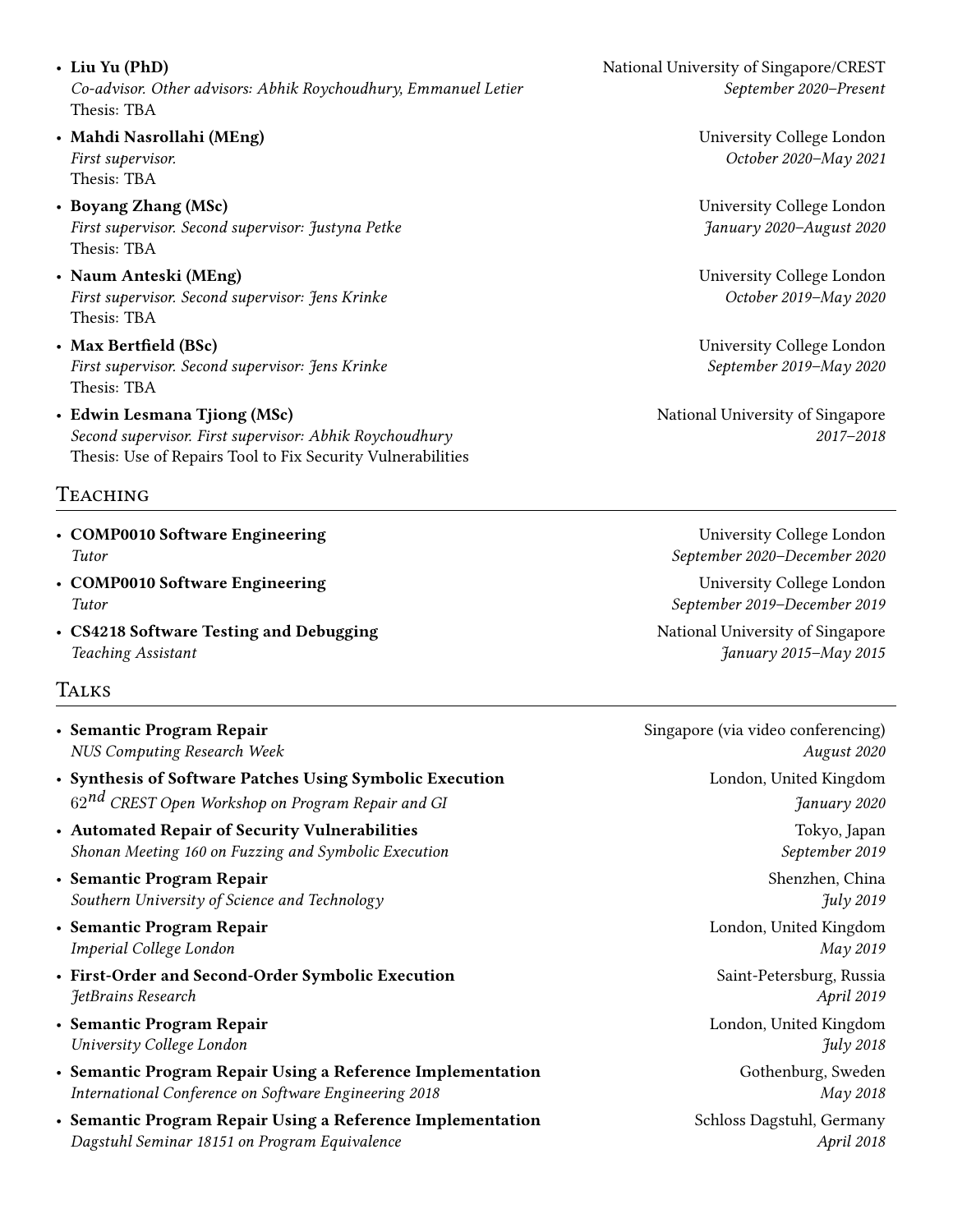- **Liu Yu (PhD)** — National University of Singapore/CREST
  *Co-advisor. Other advisors: Abhik Roychoudhury, Emmanuel Letier* — *September 2020–Present*
  Thesis: TBA
- **Mahdi Nasrollahi (MEng)** — University College London
  *First supervisor.* — *October 2020–May 2021*
  Thesis: TBA
- **Boyang Zhang (MSc)** — University College London
  *First supervisor. Second supervisor: Justyna Petke* — *January 2020–August 2020*
  Thesis: TBA
- **Naum Anteski (MEng)** — University College London
  *First supervisor. Second supervisor: Jens Krinke* — *October 2019–May 2020*
  Thesis: TBA
- **Max Bertfield (BSc)** — University College London
  *First supervisor. Second supervisor: Jens Krinke* — *September 2019–May 2020*
  Thesis: TBA
- **Edwin Lesmana Tjiong (MSc)** — National University of Singapore
  *Second supervisor. First supervisor: Abhik Roychoudhury* — *2017–2018*
  Thesis: Use of Repairs Tool to Fix Security Vulnerabilities

## Teaching

- **COMP0010 Software Engineering** — University College London
  *Tutor* — *September 2020–December 2020*
- **COMP0010 Software Engineering** — University College London
  *Tutor* — *September 2019–December 2019*
- **CS4218 Software Testing and Debugging** — National University of Singapore
  *Teaching Assistant* — *January 2015–May 2015*

## Talks

- **Semantic Program Repair** — Singapore (via video conferencing)
  *NUS Computing Research Week* — *August 2020*
- **Synthesis of Software Patches Using Symbolic Execution** — London, United Kingdom
  62nd *CREST Open Workshop on Program Repair and GI* — *January 2020*
- **Automated Repair of Security Vulnerabilities** — Tokyo, Japan
  *Shonan Meeting 160 on Fuzzing and Symbolic Execution* — *September 2019*
- **Semantic Program Repair** — Shenzhen, China
  *Southern University of Science and Technology* — *July 2019*
- **Semantic Program Repair** — London, United Kingdom
  *Imperial College London* — *May 2019*
- **First-Order and Second-Order Symbolic Execution** — Saint-Petersburg, Russia
  *JetBrains Research* — *April 2019*
- **Semantic Program Repair** — London, United Kingdom
  *University College London* — *July 2018*
- **Semantic Program Repair Using a Reference Implementation** — Gothenburg, Sweden
  *International Conference on Software Engineering 2018* — *May 2018*
- **Semantic Program Repair Using a Reference Implementation** — Schloss Dagstuhl, Germany
  *Dagstuhl Seminar 18151 on Program Equivalence* — *April 2018*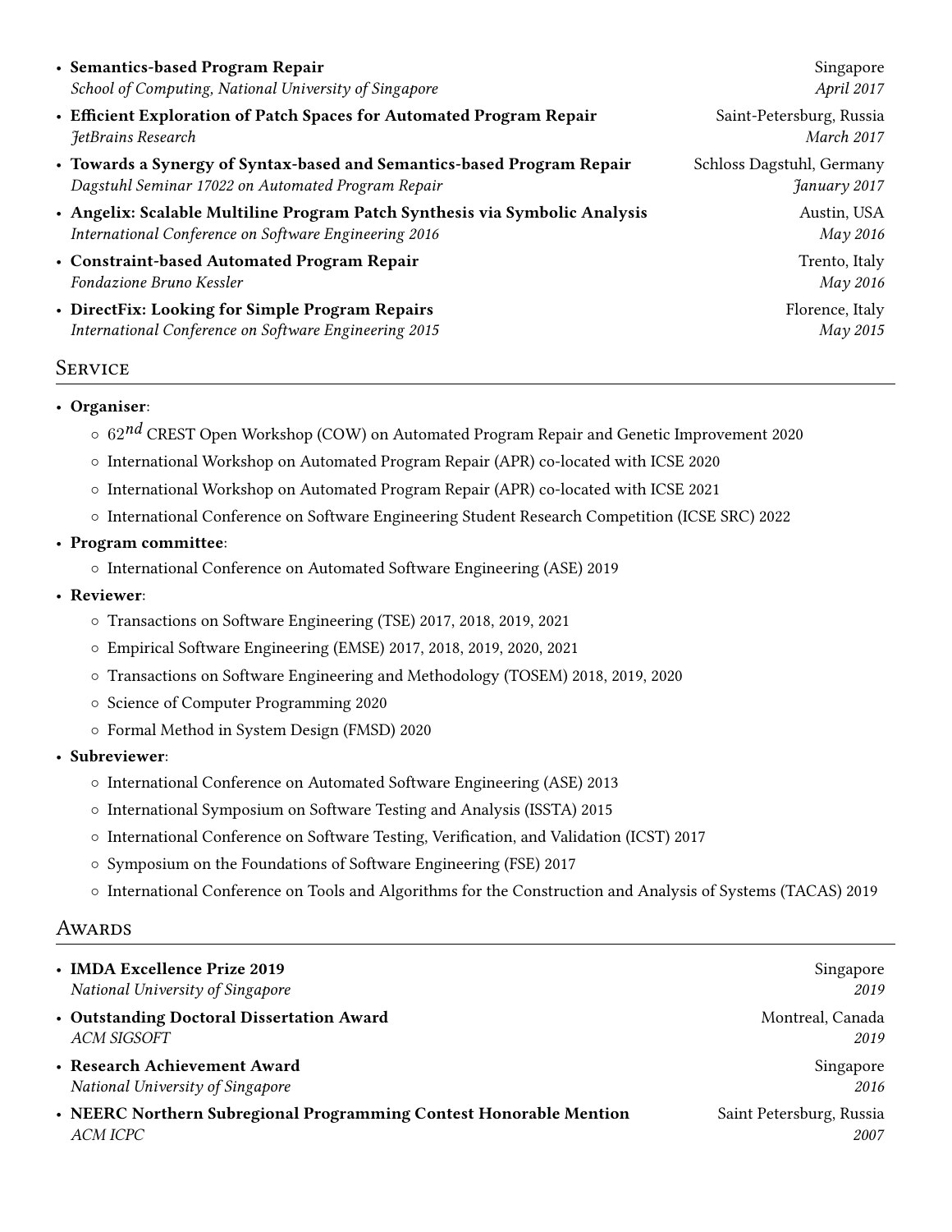- **Semantics-based Program Repair** Singapore
  *School of Computing, National University of Singapore* *April 2017*
- **Efficient Exploration of Patch Spaces for Automated Program Repair** Saint-Petersburg, Russia
  *JetBrains Research* *March 2017*
- **Towards a Synergy of Syntax-based and Semantics-based Program Repair** Schloss Dagstuhl, Germany
  *Dagstuhl Seminar 17022 on Automated Program Repair* *January 2017*
- **Angelix: Scalable Multiline Program Patch Synthesis via Symbolic Analysis** Austin, USA
  *International Conference on Software Engineering 2016* *May 2016*
- **Constraint-based Automated Program Repair** Trento, Italy
  *Fondazione Bruno Kessler* *May 2016*
- **DirectFix: Looking for Simple Program Repairs** Florence, Italy
  *International Conference on Software Engineering 2015* *May 2015*

## Service

- **Organiser**:
  - 62nd CREST Open Workshop (COW) on Automated Program Repair and Genetic Improvement 2020
  - International Workshop on Automated Program Repair (APR) co-located with ICSE 2020
  - International Workshop on Automated Program Repair (APR) co-located with ICSE 2021
  - International Conference on Software Engineering Student Research Competition (ICSE SRC) 2022
- **Program committee**:
  - International Conference on Automated Software Engineering (ASE) 2019
- **Reviewer**:
  - Transactions on Software Engineering (TSE) 2017, 2018, 2019, 2021
  - Empirical Software Engineering (EMSE) 2017, 2018, 2019, 2020, 2021
  - Transactions on Software Engineering and Methodology (TOSEM) 2018, 2019, 2020
  - Science of Computer Programming 2020
  - Formal Method in System Design (FMSD) 2020
- **Subreviewer**:
  - International Conference on Automated Software Engineering (ASE) 2013
  - International Symposium on Software Testing and Analysis (ISSTA) 2015
  - International Conference on Software Testing, Verification, and Validation (ICST) 2017
  - Symposium on the Foundations of Software Engineering (FSE) 2017
  - International Conference on Tools and Algorithms for the Construction and Analysis of Systems (TACAS) 2019

## Awards

- **IMDA Excellence Prize 2019** Singapore
  *National University of Singapore* *2019*
- **Outstanding Doctoral Dissertation Award** Montreal, Canada
  *ACM SIGSOFT* *2019*
- **Research Achievement Award** Singapore
  *National University of Singapore* *2016*
- **NEERC Northern Subregional Programming Contest Honorable Mention** Saint Petersburg, Russia
  *ACM ICPC* *2007*